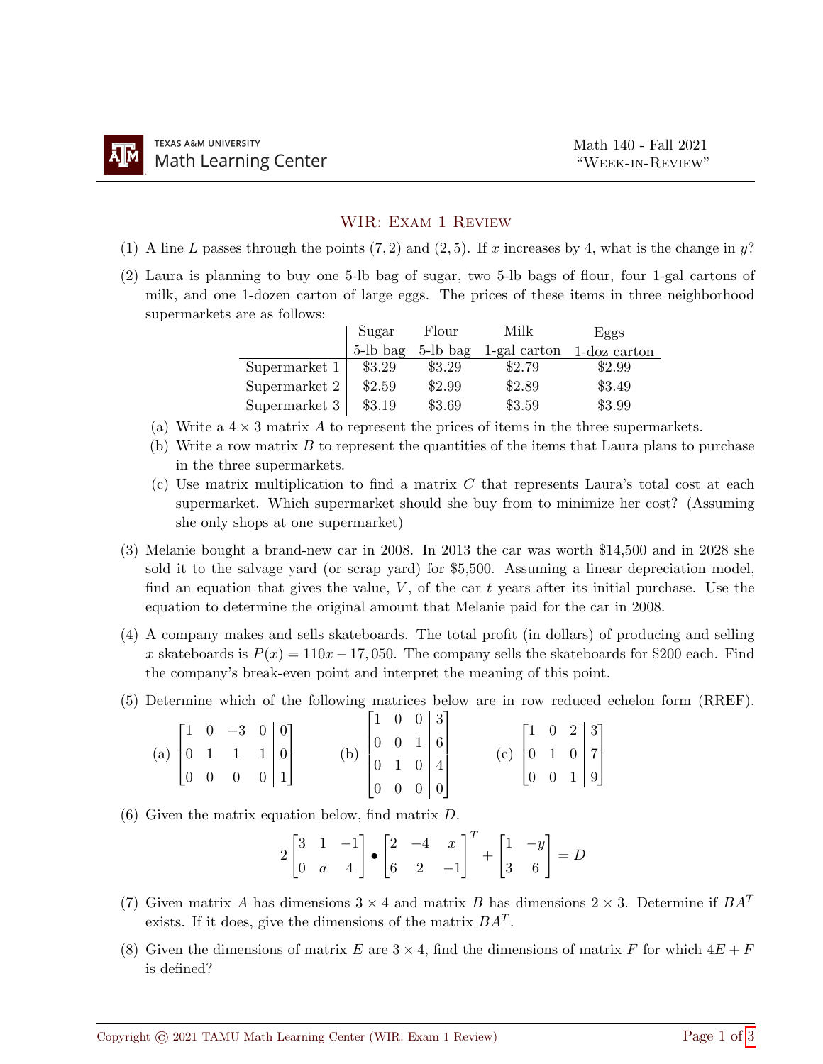# WIR: Exam 1 Review

(1) A line $L$ passes through the points $(7, 2)$ and $(2, 5)$. If $x$ increases by 4, what is the change in $y$?

(2) Laura is planning to buy one 5-lb bag of sugar, two 5-lb bags of flour, four 1-gal cartons of milk, and one 1-dozen carton of large eggs. The prices of these items in three neighborhood supermarkets are as follows:

| | Sugar 5-lb bag | Flour 5-lb bag | Milk 1-gal carton | Eggs 1-doz carton |
|---|---|---|---|---|
| Supermarket 1 | \$3.29 | \$3.29 | \$2.79 | \$2.99 |
| Supermarket 2 | \$2.59 | \$2.99 | \$2.89 | \$3.49 |
| Supermarket 3 | \$3.19 | \$3.69 | \$3.59 | \$3.99 |

(a) Write a $4 \times 3$ matrix $A$ to represent the prices of items in the three supermarkets.

(b) Write a row matrix $B$ to represent the quantities of the items that Laura plans to purchase in the three supermarkets.

(c) Use matrix multiplication to find a matrix $C$ that represents Laura's total cost at each supermarket. Which supermarket should she buy from to minimize her cost? (Assuming she only shops at one supermarket)

(3) Melanie bought a brand-new car in 2008. In 2013 the car was worth \$14,500 and in 2028 she sold it to the salvage yard (or scrap yard) for \$5,500. Assuming a linear depreciation model, find an equation that gives the value, $V$, of the car $t$ years after its initial purchase. Use the equation to determine the original amount that Melanie paid for the car in 2008.

(4) A company makes and sells skateboards. The total profit (in dollars) of producing and selling $x$ skateboards is $P(x) = 110x - 17{,}050$. The company sells the skateboards for \$200 each. Find the company's break-even point and interpret the meaning of this point.

(5) Determine which of the following matrices below are in row reduced echelon form (RREF).

(a) $\left[\begin{array}{cccc|c} 1 & 0 & -3 & 0 & 0 \\ 0 & 1 & 1 & 1 & 0 \\ 0 & 0 & 0 & 0 & 1 \end{array}\right]$ (b) $\left[\begin{array}{ccc|c} 1 & 0 & 0 & 3 \\ 0 & 0 & 1 & 6 \\ 0 & 1 & 0 & 4 \\ 0 & 0 & 0 & 0 \end{array}\right]$ (c) $\left[\begin{array}{ccc|c} 1 & 0 & 2 & 3 \\ 0 & 1 & 0 & 7 \\ 0 & 0 & 1 & 9 \end{array}\right]$

(6) Given the matrix equation below, find matrix $D$.

$$2\begin{bmatrix} 3 & 1 & -1 \\ 0 & a & 4 \end{bmatrix} \bullet \begin{bmatrix} 2 & -4 & x \\ 6 & 2 & -1 \end{bmatrix}^T + \begin{bmatrix} 1 & -y \\ 3 & 6 \end{bmatrix} = D$$

(7) Given matrix $A$ has dimensions $3 \times 4$ and matrix $B$ has dimensions $2 \times 3$. Determine if $BA^T$ exists. If it does, give the dimensions of the matrix $BA^T$.

(8) Given the dimensions of matrix $E$ are $3 \times 4$, find the dimensions of matrix $F$ for which $4E + F$ is defined?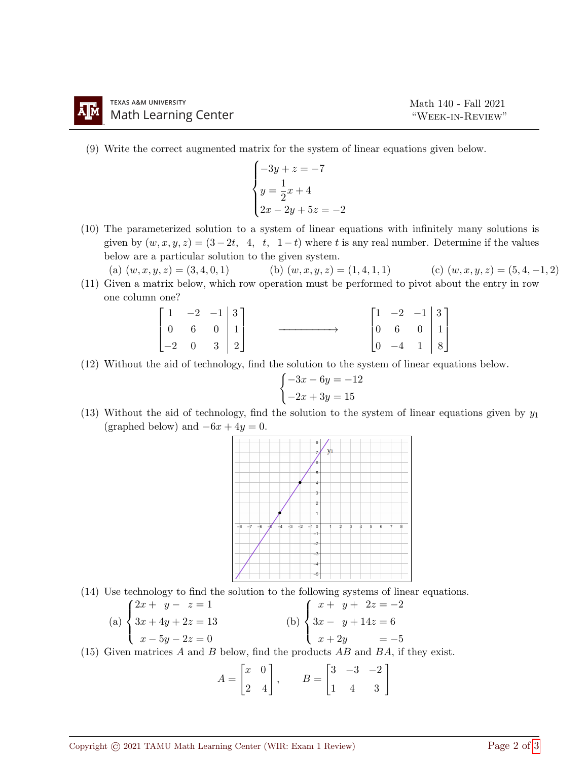(9) Write the correct augmented matrix for the system of linear equations given below.

$$\begin{cases} -3y + z = -7 \\ y = \dfrac{1}{2}x + 4 \\ 2x - 2y + 5z = -2 \end{cases}$$

(10) The parameterized solution to a system of linear equations with infinitely many solutions is given by $(w, x, y, z) = (3 - 2t,\ \ 4,\ \ t,\ \ 1 - t)$ where $t$ is any real number. Determine if the values below are a particular solution to the given system.

(a) $(w, x, y, z) = (3, 4, 0, 1)$ (b) $(w, x, y, z) = (1, 4, 1, 1)$ (c) $(w, x, y, z) = (5, 4, -1, 2)$

(11) Given a matrix below, which row operation must be performed to pivot about the entry in row one column one?

$$\left[\begin{array}{ccc|c} 1 & -2 & -1 & 3 \\ 0 & 6 & 0 & 1 \\ -2 & 0 & 3 & 2 \end{array}\right] \xrightarrow{\hspace{2cm}} \left[\begin{array}{ccc|c} 1 & -2 & -1 & 3 \\ 0 & 6 & 0 & 1 \\ 0 & -4 & 1 & 8 \end{array}\right]$$

(12) Without the aid of technology, find the solution to the system of linear equations below.

$$\begin{cases} -3x - 6y = -12 \\ -2x + 3y = 15 \end{cases}$$

(13) Without the aid of technology, find the solution to the system of linear equations given by $y_1$ (graphed below) and $-6x + 4y = 0$.

(14) Use technology to find the solution to the following systems of linear equations.

(a) $\begin{cases} 2x + \ \ y - \ \ z = 1 \\ 3x + 4y + 2z = 13 \\ \ \ x - 5y - 2z = 0 \end{cases}$ (b) $\begin{cases} \ \ x + \ \ y + \ \ 2z = -2 \\ 3x - \ \ y + 14z = 6 \\ \ \ x + 2y \qquad\ \ = -5 \end{cases}$

(15) Given matrices $A$ and $B$ below, find the products $AB$ and $BA$, if they exist.

$$A = \begin{bmatrix} x & 0 \\ 2 & 4 \end{bmatrix}, \qquad B = \begin{bmatrix} 3 & -3 & -2 \\ 1 & 4 & 3 \end{bmatrix}$$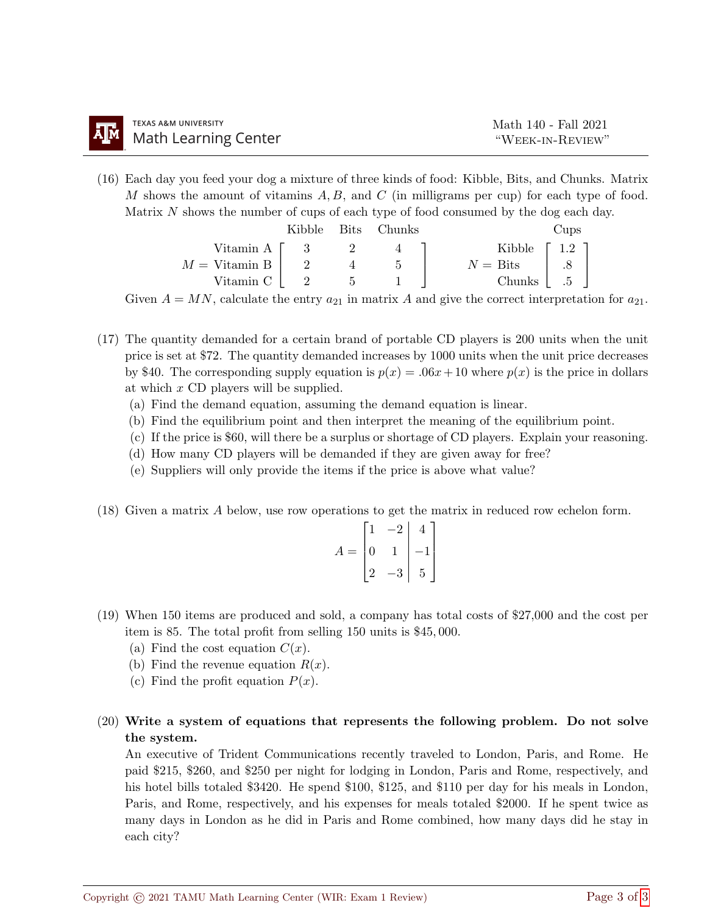(16) Each day you feed your dog a mixture of three kinds of food: Kibble, Bits, and Chunks. Matrix $M$ shows the amount of vitamins $A, B$, and $C$ (in milligrams per cup) for each type of food. Matrix $N$ shows the number of cups of each type of food consumed by the dog each day.

$$M = \begin{array}{c} \\ \text{Vitamin A} \\ \text{Vitamin B} \\ \text{Vitamin C} \end{array} \begin{array}{c} \begin{array}{ccc} \text{Kibble} & \text{Bits} & \text{Chunks} \end{array} \\ \begin{bmatrix} 3 & 2 & 4 \\ 2 & 4 & 5 \\ 2 & 5 & 1 \end{bmatrix} \end{array} \qquad N = \begin{array}{c} \\ \text{Kibble} \\ \text{Bits} \\ \text{Chunks} \end{array} \begin{array}{c} \text{Cups} \\ \begin{bmatrix} 1.2 \\ .8 \\ .5 \end{bmatrix} \end{array}$$

Given $A = MN$, calculate the entry $a_{21}$ in matrix $A$ and give the correct interpretation for $a_{21}$.

(17) The quantity demanded for a certain brand of portable CD players is 200 units when the unit price is set at \$72. The quantity demanded increases by 1000 units when the unit price decreases by \$40. The corresponding supply equation is $p(x) = .06x + 10$ where $p(x)$ is the price in dollars at which $x$ CD players will be supplied.

  (a) Find the demand equation, assuming the demand equation is linear.
  (b) Find the equilibrium point and then interpret the meaning of the equilibrium point.
  (c) If the price is \$60, will there be a surplus or shortage of CD players. Explain your reasoning.
  (d) How many CD players will be demanded if they are given away for free?
  (e) Suppliers will only provide the items if the price is above what value?

(18) Given a matrix $A$ below, use row operations to get the matrix in reduced row echelon form.

$$A = \left[\begin{array}{cc|c} 1 & -2 & 4 \\ 0 & 1 & -1 \\ 2 & -3 & 5 \end{array}\right]$$

(19) When 150 items are produced and sold, a company has total costs of \$27,000 and the cost per item is 85. The total profit from selling 150 units is \$45,000.

  (a) Find the cost equation $C(x)$.
  (b) Find the revenue equation $R(x)$.
  (c) Find the profit equation $P(x)$.

(20) **Write a system of equations that represents the following problem. Do not solve the system.**
An executive of Trident Communications recently traveled to London, Paris, and Rome. He paid \$215, \$260, and \$250 per night for lodging in London, Paris and Rome, respectively, and his hotel bills totaled \$3420. He spend \$100, \$125, and \$110 per day for his meals in London, Paris, and Rome, respectively, and his expenses for meals totaled \$2000. If he spent twice as many days in London as he did in Paris and Rome combined, how many days did he stay in each city?